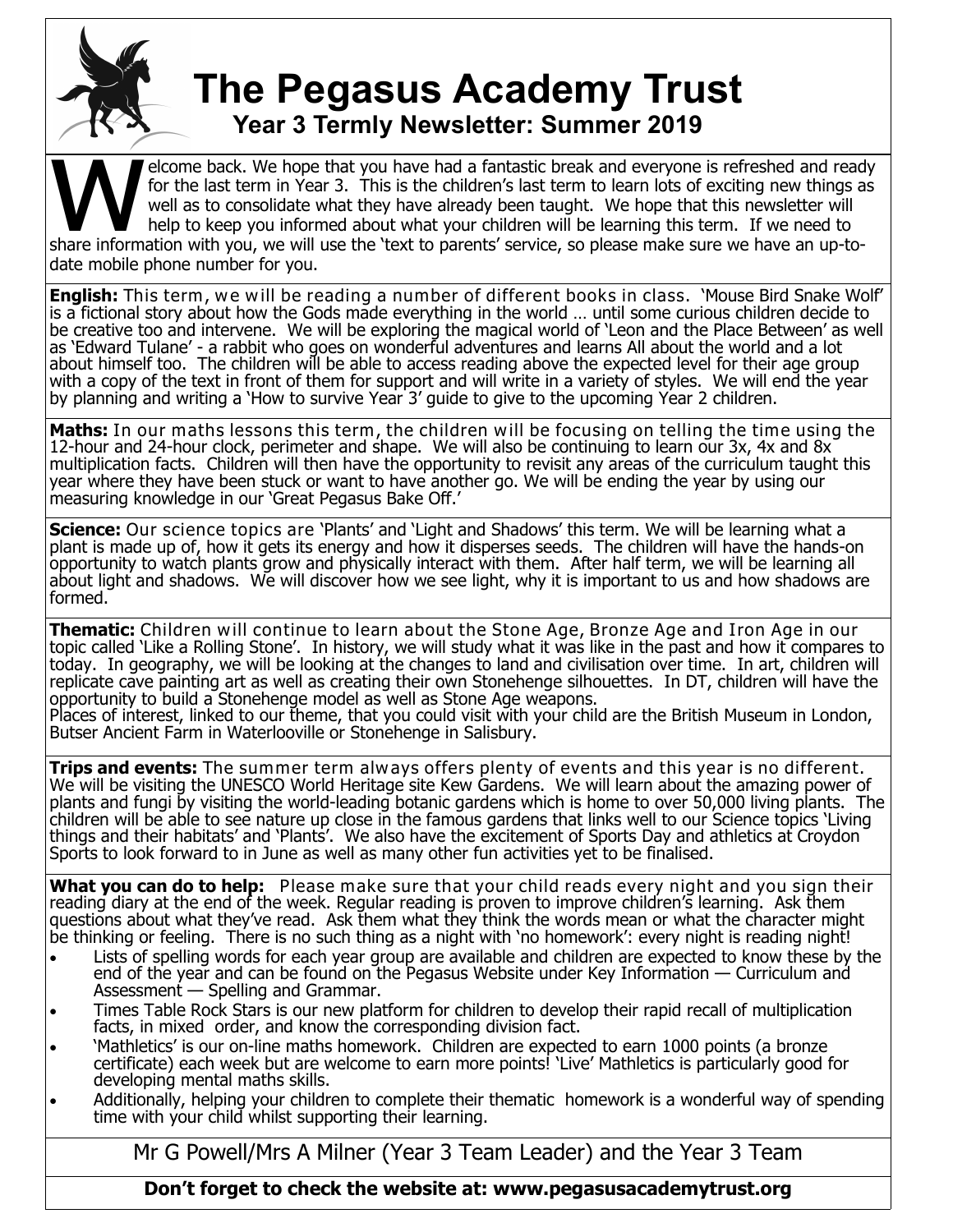# The Pegasus Academy Trust

## Year 3 Termly Newsletter: Summer 2019

Welcome back. We hope that you have had a fantastic break and everyone is refreshed and ready for the last term in Year 3. This is the children's last term to learn lots of exciting new things as well as to consolidate what they have already been taught. We hope that this newsletter will help to keep you informed about what your children will be learning this term. If we need to share information with you, we will use the 'text to parents' service, so please make sure we have an up-to-date mobile phone number for you.

**English:** This term, we will be reading a number of different books in class. 'Mouse Bird Snake Wolf' is a fictional story about how the Gods made everything in the world … until some curious children decide to be creative too and intervene. We will be exploring the magical world of 'Leon and the Place Between' as well as 'Edward Tulane' - a rabbit who goes on wonderful adventures and learns All about the world and a lot about himself too. The children will be able to access reading above the expected level for their age group with a copy of the text in front of them for support and will write in a variety of styles. We will end the year by planning and writing a 'How to survive Year 3' guide to give to the upcoming Year 2 children.

**Maths:** In our maths lessons this term, the children will be focusing on telling the time using the 12-hour and 24-hour clock, perimeter and shape. We will also be continuing to learn our 3x, 4x and 8x multiplication facts. Children will then have the opportunity to revisit any areas of the curriculum taught this year where they have been stuck or want to have another go. We will be ending the year by using our measuring knowledge in our 'Great Pegasus Bake Off.'

**Science:** Our science topics are 'Plants' and 'Light and Shadows' this term. We will be learning what a plant is made up of, how it gets its energy and how it disperses seeds. The children will have the hands-on opportunity to watch plants grow and physically interact with them. After half term, we will be learning all about light and shadows. We will discover how we see light, why it is important to us and how shadows are formed.

**Thematic:** Children will continue to learn about the Stone Age, Bronze Age and Iron Age in our topic called 'Like a Rolling Stone'. In history, we will study what it was like in the past and how it compares to today. In geography, we will be looking at the changes to land and civilisation over time. In art, children will replicate cave painting art as well as creating their own Stonehenge silhouettes. In DT, children will have the opportunity to build a Stonehenge model as well as Stone Age weapons.
Places of interest, linked to our theme, that you could visit with your child are the British Museum in London, Butser Ancient Farm in Waterlooville or Stonehenge in Salisbury.

**Trips and events:** The summer term always offers plenty of events and this year is no different. We will be visiting the UNESCO World Heritage site Kew Gardens. We will learn about the amazing power of plants and fungi by visiting the world-leading botanic gardens which is home to over 50,000 living plants. The children will be able to see nature up close in the famous gardens that links well to our Science topics 'Living things and their habitats' and 'Plants'. We also have the excitement of Sports Day and athletics at Croydon Sports to look forward to in June as well as many other fun activities yet to be finalised.

**What you can do to help:** Please make sure that your child reads every night and you sign their reading diary at the end of the week. Regular reading is proven to improve children's learning. Ask them questions about what they've read. Ask them what they think the words mean or what the character might be thinking or feeling. There is no such thing as a night with 'no homework': every night is reading night!

- Lists of spelling words for each year group are available and children are expected to know these by the end of the year and can be found on the Pegasus Website under Key Information — Curriculum and Assessment — Spelling and Grammar.
- Times Table Rock Stars is our new platform for children to develop their rapid recall of multiplication facts, in mixed order, and know the corresponding division fact.
- 'Mathletics' is our on-line maths homework. Children are expected to earn 1000 points (a bronze certificate) each week but are welcome to earn more points! 'Live' Mathletics is particularly good for developing mental maths skills.
- Additionally, helping your children to complete their thematic homework is a wonderful way of spending time with your child whilst supporting their learning.

Mr G Powell/Mrs A Milner (Year 3 Team Leader) and the Year 3 Team

**Don't forget to check the website at: www.pegasusacademytrust.org**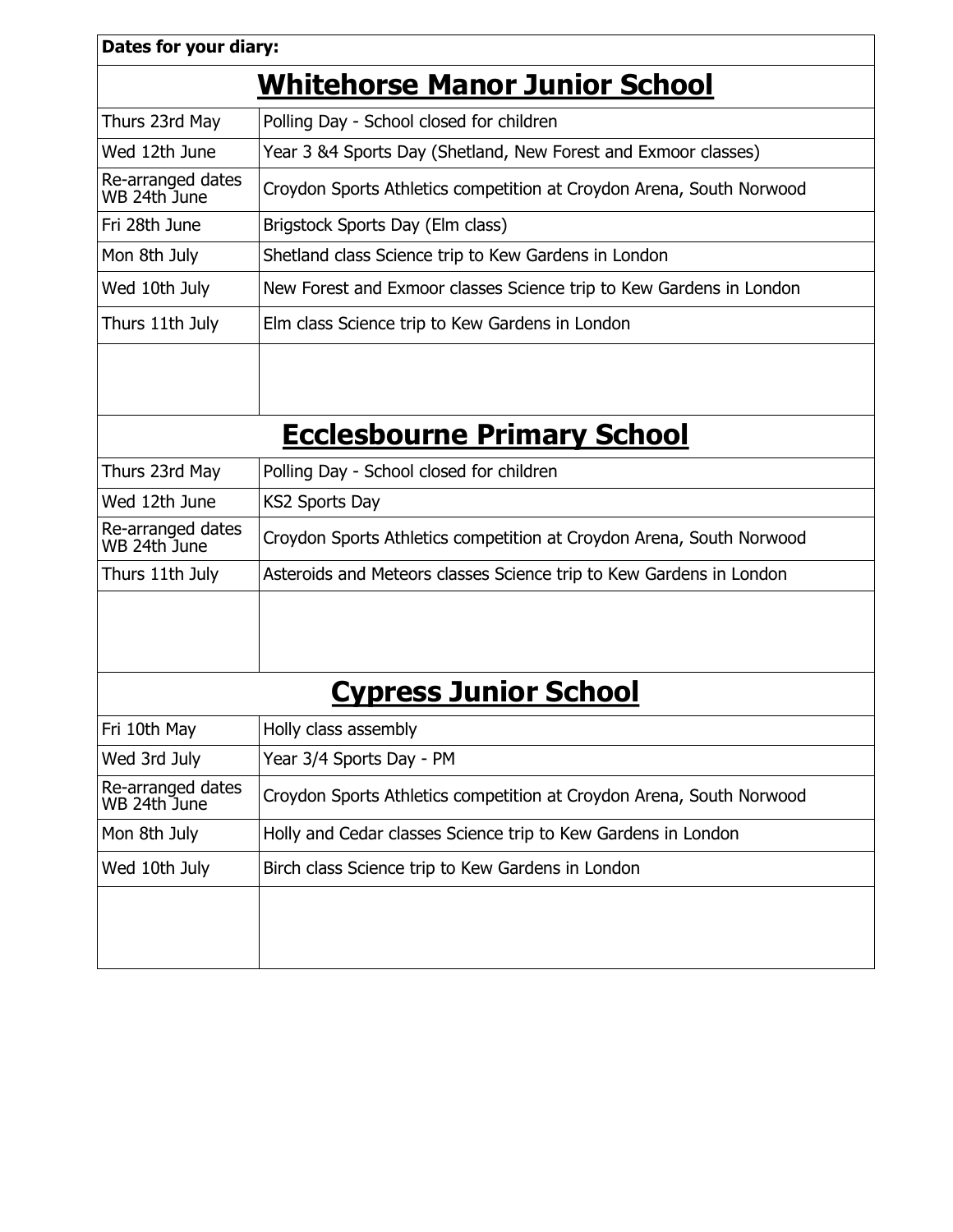**Dates for your diary:**

## Whitehorse Manor Junior School

| | |
|---|---|
| Thurs 23rd May | Polling Day - School closed for children |
| Wed 12th June | Year 3 &4 Sports Day (Shetland, New Forest and Exmoor classes) |
| Re-arranged dates WB 24th June | Croydon Sports Athletics competition at Croydon Arena, South Norwood |
| Fri 28th June | Brigstock Sports Day (Elm class) |
| Mon 8th July | Shetland class Science trip to Kew Gardens in London |
| Wed 10th July | New Forest and Exmoor classes Science trip to Kew Gardens in London |
| Thurs 11th July | Elm class Science trip to Kew Gardens in London |
| | |

## Ecclesbourne Primary School

| | |
|---|---|
| Thurs 23rd May | Polling Day - School closed for children |
| Wed 12th June | KS2 Sports Day |
| Re-arranged dates WB 24th June | Croydon Sports Athletics competition at Croydon Arena, South Norwood |
| Thurs 11th July | Asteroids and Meteors classes Science trip to Kew Gardens in London |
| | |

## Cypress Junior School

| | |
|---|---|
| Fri 10th May | Holly class assembly |
| Wed 3rd July | Year 3/4 Sports Day - PM |
| Re-arranged dates WB 24th June | Croydon Sports Athletics competition at Croydon Arena, South Norwood |
| Mon 8th July | Holly and Cedar classes Science trip to Kew Gardens in London |
| Wed 10th July | Birch class Science trip to Kew Gardens in London |
| | |